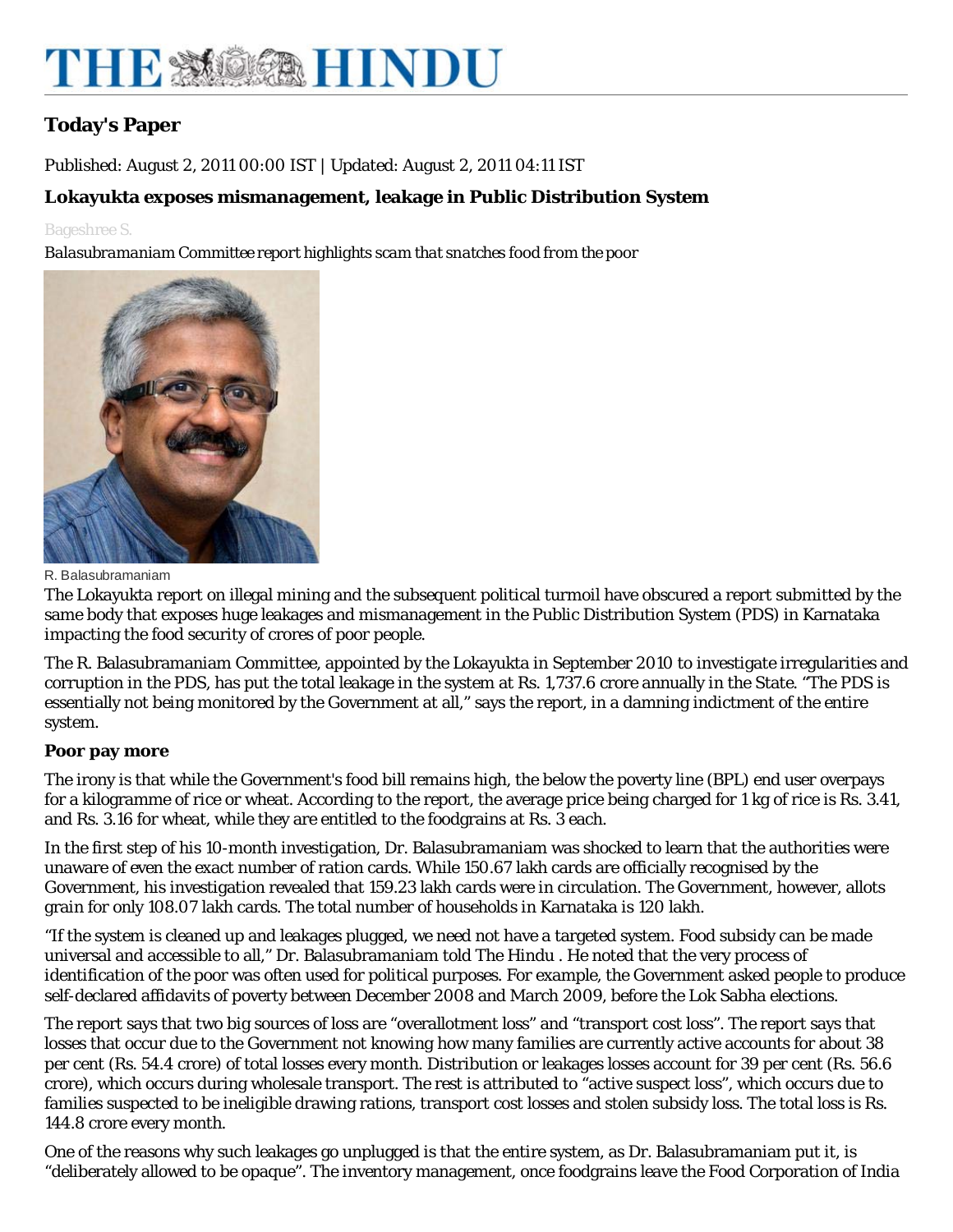# THE HINDU

## Today's Paper

Published: August 2, 2011 00:00 IST | Updated: August 2, 2011 04:11 IST

### Lokayukta exposes mismanagement, leakage in Public Distribution System

Bageshree S.

*Balasubramaniam Committee report highlights scam that snatches food from the poor*

R. Balasubramaniam

The Lokayukta report on illegal mining and the subsequent political turmoil have obscured a report submitted by the same body that exposes huge leakages and mismanagement in the Public Distribution System (PDS) in Karnataka impacting the food security of crores of poor people.

The R. Balasubramaniam Committee, appointed by the Lokayukta in September 2010 to investigate irregularities and corruption in the PDS, has put the total leakage in the system at Rs. 1,737.6 crore annually in the State. "The PDS is essentially not being monitored by the Government at all," says the report, in a damning indictment of the entire system.

**Poor pay more**

The irony is that while the Government's food bill remains high, the below the poverty line (BPL) end user overpays for a kilogramme of rice or wheat. According to the report, the average price being charged for 1 kg of rice is Rs. 3.41, and Rs. 3.16 for wheat, while they are entitled to the foodgrains at Rs. 3 each.

In the first step of his 10-month investigation, Dr. Balasubramaniam was shocked to learn that the authorities were unaware of even the exact number of ration cards. While 150.67 lakh cards are officially recognised by the Government, his investigation revealed that 159.23 lakh cards were in circulation. The Government, however, allots grain for only 108.07 lakh cards. The total number of households in Karnataka is 120 lakh.

"If the system is cleaned up and leakages plugged, we need not have a targeted system. Food subsidy can be made universal and accessible to all," Dr. Balasubramaniam told The Hindu . He noted that the very process of identification of the poor was often used for political purposes. For example, the Government asked people to produce self-declared affidavits of poverty between December 2008 and March 2009, before the Lok Sabha elections.

The report says that two big sources of loss are "overallotment loss" and "transport cost loss". The report says that losses that occur due to the Government not knowing how many families are currently active accounts for about 38 per cent (Rs. 54.4 crore) of total losses every month. Distribution or leakages losses account for 39 per cent (Rs. 56.6 crore), which occurs during wholesale transport. The rest is attributed to "active suspect loss", which occurs due to families suspected to be ineligible drawing rations, transport cost losses and stolen subsidy loss. The total loss is Rs. 144.8 crore every month.

One of the reasons why such leakages go unplugged is that the entire system, as Dr. Balasubramaniam put it, is "deliberately allowed to be opaque". The inventory management, once foodgrains leave the Food Corporation of India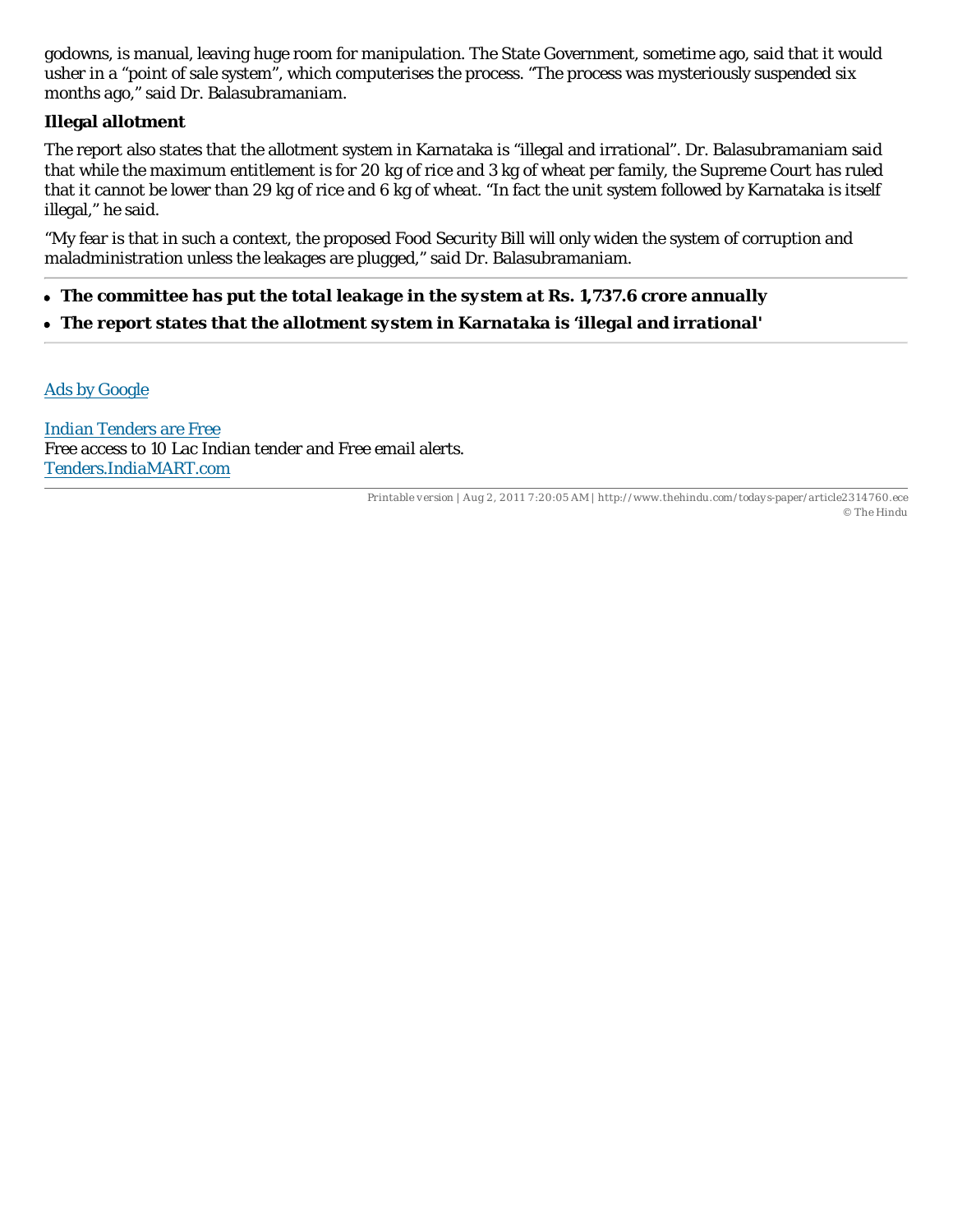godowns, is manual, leaving huge room for manipulation. The State Government, sometime ago, said that it would usher in a "point of sale system", which computerises the process. "The process was mysteriously suspended six months ago," said Dr. Balasubramaniam.

**Illegal allotment**

The report also states that the allotment system in Karnataka is "illegal and irrational". Dr. Balasubramaniam said that while the maximum entitlement is for 20 kg of rice and 3 kg of wheat per family, the Supreme Court has ruled that it cannot be lower than 29 kg of rice and 6 kg of wheat. "In fact the unit system followed by Karnataka is itself illegal," he said.

"My fear is that in such a context, the proposed Food Security Bill will only widen the system of corruption and maladministration unless the leakages are plugged," said Dr. Balasubramaniam.

- **The committee has put the total leakage in the system at Rs. 1,737.6 crore annually**
- **The report states that the allotment system in Karnataka is 'illegal and irrational'**

Ads by Google

Indian Tenders are Free
Free access to 10 Lac Indian tender and Free email alerts.
Tenders.IndiaMART.com

Printable version | Aug 2, 2011 7:20:05 AM | http://www.thehindu.com/todays-paper/article2314760.ece
© The Hindu